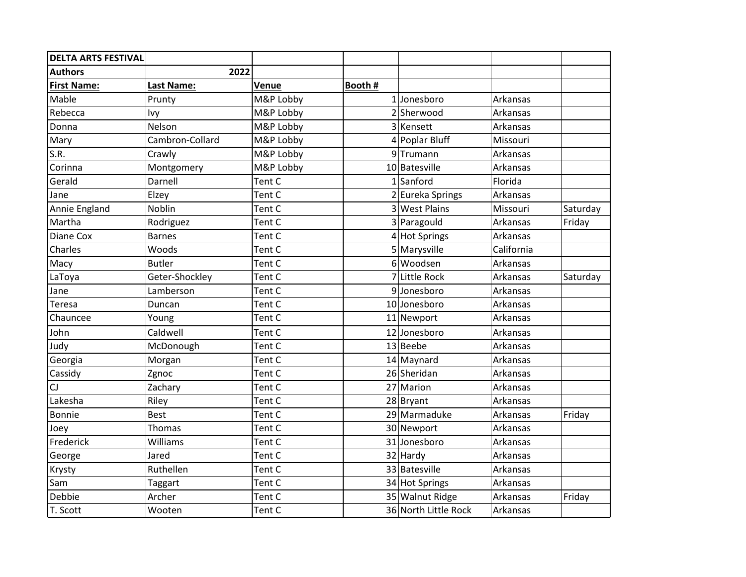| DELTA ARTS FESTIVAL | | | | | | |
|---|---|---|---|---|---|---|
| **Authors** | 2022 | | | | | |
| **First Name:** | **Last Name:** | **Venue** | **Booth #** | | | |
| Mable | Prunty | M&P Lobby | 1 | Jonesboro | Arkansas | |
| Rebecca | Ivy | M&P Lobby | 2 | Sherwood | Arkansas | |
| Donna | Nelson | M&P Lobby | 3 | Kensett | Arkansas | |
| Mary | Cambron-Collard | M&P Lobby | 4 | Poplar Bluff | Missouri | |
| S.R. | Crawly | M&P Lobby | 9 | Trumann | Arkansas | |
| Corinna | Montgomery | M&P Lobby | 10 | Batesville | Arkansas | |
| Gerald | Darnell | Tent C | 1 | Sanford | Florida | |
| Jane | Elzey | Tent C | 2 | Eureka Springs | Arkansas | |
| Annie England | Noblin | Tent C | 3 | West Plains | Missouri | Saturday |
| Martha | Rodriguez | Tent C | 3 | Paragould | Arkansas | Friday |
| Diane Cox | Barnes | Tent C | 4 | Hot Springs | Arkansas | |
| Charles | Woods | Tent C | 5 | Marysville | California | |
| Macy | Butler | Tent C | 6 | Woodsen | Arkansas | |
| LaToya | Geter-Shockley | Tent C | 7 | Little Rock | Arkansas | Saturday |
| Jane | Lamberson | Tent C | 9 | Jonesboro | Arkansas | |
| Teresa | Duncan | Tent C | 10 | Jonesboro | Arkansas | |
| Chauncee | Young | Tent C | 11 | Newport | Arkansas | |
| John | Caldwell | Tent C | 12 | Jonesboro | Arkansas | |
| Judy | McDonough | Tent C | 13 | Beebe | Arkansas | |
| Georgia | Morgan | Tent C | 14 | Maynard | Arkansas | |
| Cassidy | Zgnoc | Tent C | 26 | Sheridan | Arkansas | |
| CJ | Zachary | Tent C | 27 | Marion | Arkansas | |
| Lakesha | Riley | Tent C | 28 | Bryant | Arkansas | |
| Bonnie | Best | Tent C | 29 | Marmaduke | Arkansas | Friday |
| Joey | Thomas | Tent C | 30 | Newport | Arkansas | |
| Frederick | Williams | Tent C | 31 | Jonesboro | Arkansas | |
| George | Jared | Tent C | 32 | Hardy | Arkansas | |
| Krysty | Ruthellen | Tent C | 33 | Batesville | Arkansas | |
| Sam | Taggart | Tent C | 34 | Hot Springs | Arkansas | |
| Debbie | Archer | Tent C | 35 | Walnut Ridge | Arkansas | Friday |
| T. Scott | Wooten | Tent C | 36 | North Little Rock | Arkansas | |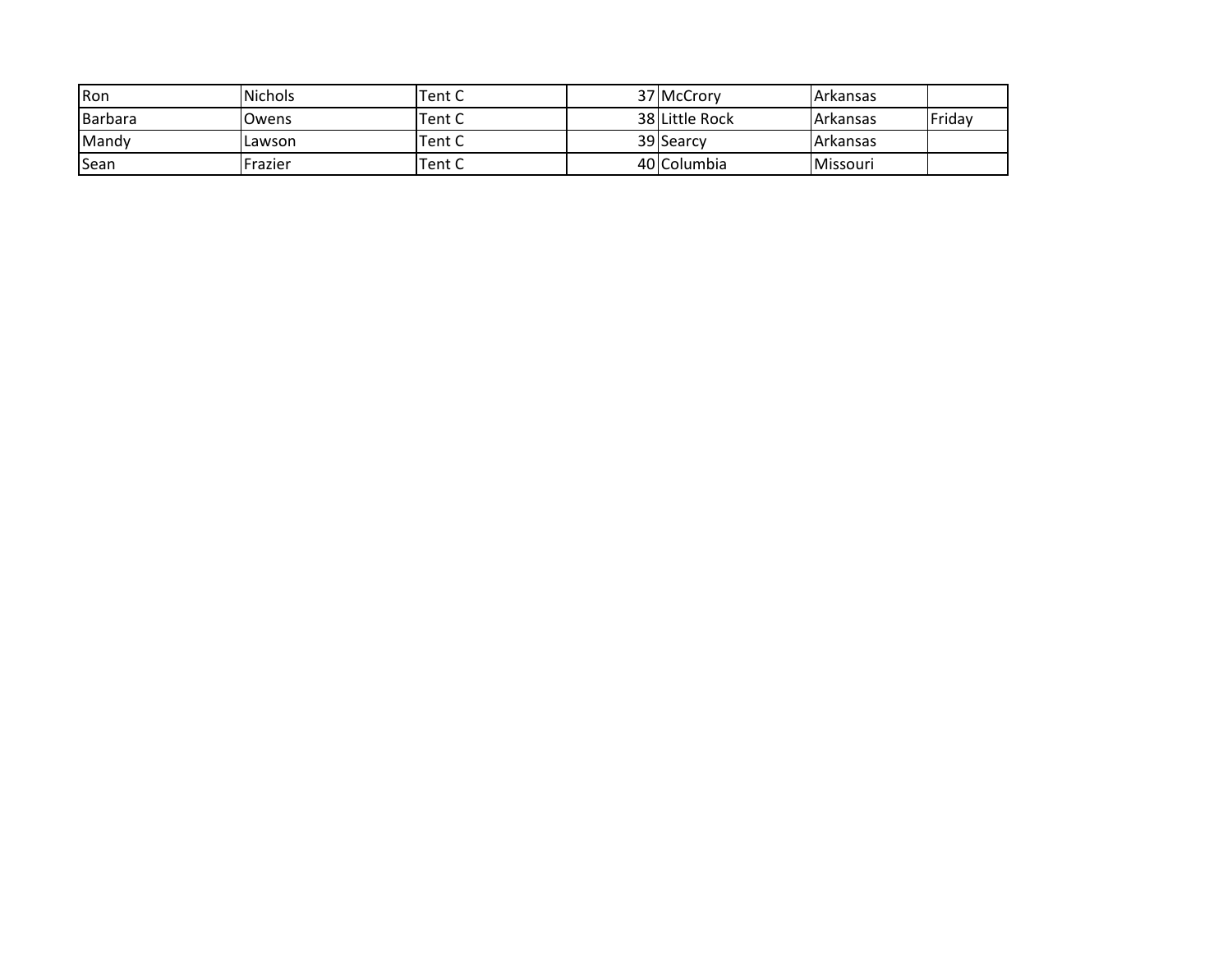| | | | | | | |
|---|---|---|---|---|---|---|
| Ron | Nichols | Tent C | 37 | McCrory | Arkansas | |
| Barbara | Owens | Tent C | 38 | Little Rock | Arkansas | Friday |
| Mandy | Lawson | Tent C | 39 | Searcy | Arkansas | |
| Sean | Frazier | Tent C | 40 | Columbia | Missouri | |